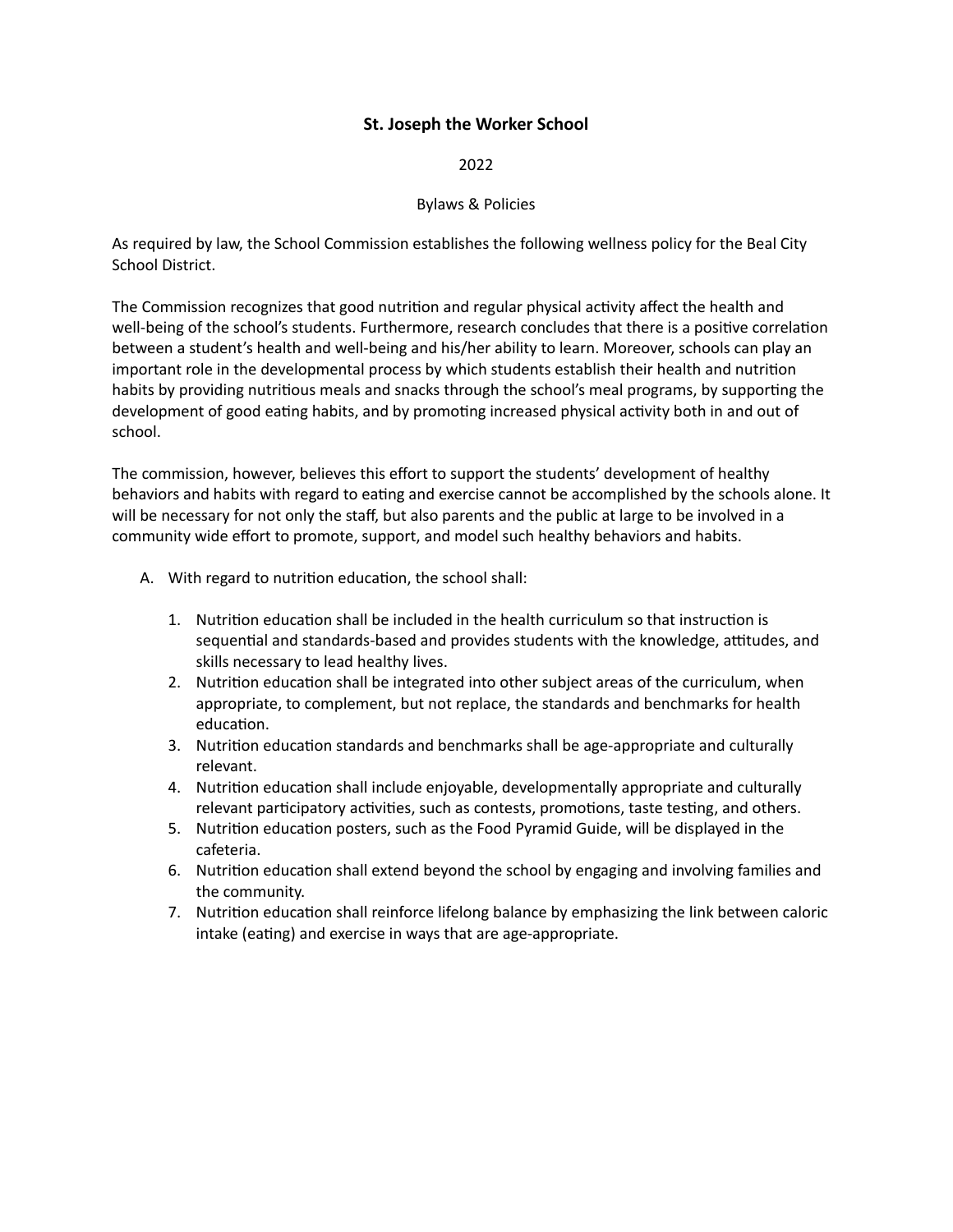# St. Joseph the Worker School

2022

Bylaws & Policies

As required by law, the School Commission establishes the following wellness policy for the Beal City School District.

The Commission recognizes that good nutrition and regular physical activity affect the health and well-being of the school's students. Furthermore, research concludes that there is a positive correlation between a student's health and well-being and his/her ability to learn. Moreover, schools can play an important role in the developmental process by which students establish their health and nutrition habits by providing nutritious meals and snacks through the school's meal programs, by supporting the development of good eating habits, and by promoting increased physical activity both in and out of school.

The commission, however, believes this effort to support the students' development of healthy behaviors and habits with regard to eating and exercise cannot be accomplished by the schools alone. It will be necessary for not only the staff, but also parents and the public at large to be involved in a community wide effort to promote, support, and model such healthy behaviors and habits.

A. With regard to nutrition education, the school shall:

   1. Nutrition education shall be included in the health curriculum so that instruction is sequential and standards-based and provides students with the knowledge, attitudes, and skills necessary to lead healthy lives.
   2. Nutrition education shall be integrated into other subject areas of the curriculum, when appropriate, to complement, but not replace, the standards and benchmarks for health education.
   3. Nutrition education standards and benchmarks shall be age-appropriate and culturally relevant.
   4. Nutrition education shall include enjoyable, developmentally appropriate and culturally relevant participatory activities, such as contests, promotions, taste testing, and others.
   5. Nutrition education posters, such as the Food Pyramid Guide, will be displayed in the cafeteria.
   6. Nutrition education shall extend beyond the school by engaging and involving families and the community.
   7. Nutrition education shall reinforce lifelong balance by emphasizing the link between caloric intake (eating) and exercise in ways that are age-appropriate.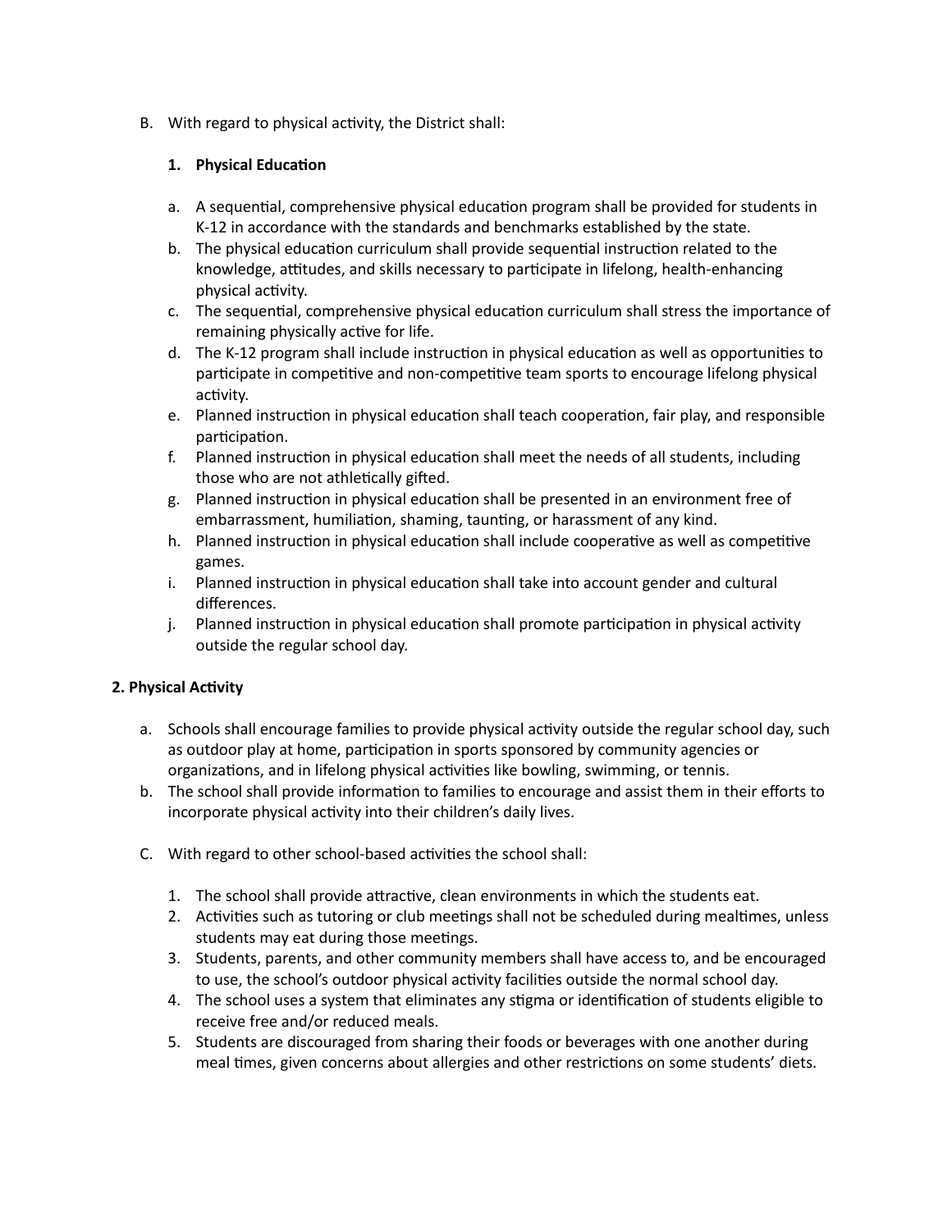B. With regard to physical activity, the District shall:

   **1. Physical Education**

   a. A sequential, comprehensive physical education program shall be provided for students in K-12 in accordance with the standards and benchmarks established by the state.
   b. The physical education curriculum shall provide sequential instruction related to the knowledge, attitudes, and skills necessary to participate in lifelong, health-enhancing physical activity.
   c. The sequential, comprehensive physical education curriculum shall stress the importance of remaining physically active for life.
   d. The K-12 program shall include instruction in physical education as well as opportunities to participate in competitive and non-competitive team sports to encourage lifelong physical activity.
   e. Planned instruction in physical education shall teach cooperation, fair play, and responsible participation.
   f. Planned instruction in physical education shall meet the needs of all students, including those who are not athletically gifted.
   g. Planned instruction in physical education shall be presented in an environment free of embarrassment, humiliation, shaming, taunting, or harassment of any kind.
   h. Planned instruction in physical education shall include cooperative as well as competitive games.
   i. Planned instruction in physical education shall take into account gender and cultural differences.
   j. Planned instruction in physical education shall promote participation in physical activity outside the regular school day.

**2. Physical Activity**

a. Schools shall encourage families to provide physical activity outside the regular school day, such as outdoor play at home, participation in sports sponsored by community agencies or organizations, and in lifelong physical activities like bowling, swimming, or tennis.
b. The school shall provide information to families to encourage and assist them in their efforts to incorporate physical activity into their children's daily lives.

C. With regard to other school-based activities the school shall:

   1. The school shall provide attractive, clean environments in which the students eat.
   2. Activities such as tutoring or club meetings shall not be scheduled during mealtimes, unless students may eat during those meetings.
   3. Students, parents, and other community members shall have access to, and be encouraged to use, the school's outdoor physical activity facilities outside the normal school day.
   4. The school uses a system that eliminates any stigma or identification of students eligible to receive free and/or reduced meals.
   5. Students are discouraged from sharing their foods or beverages with one another during meal times, given concerns about allergies and other restrictions on some students' diets.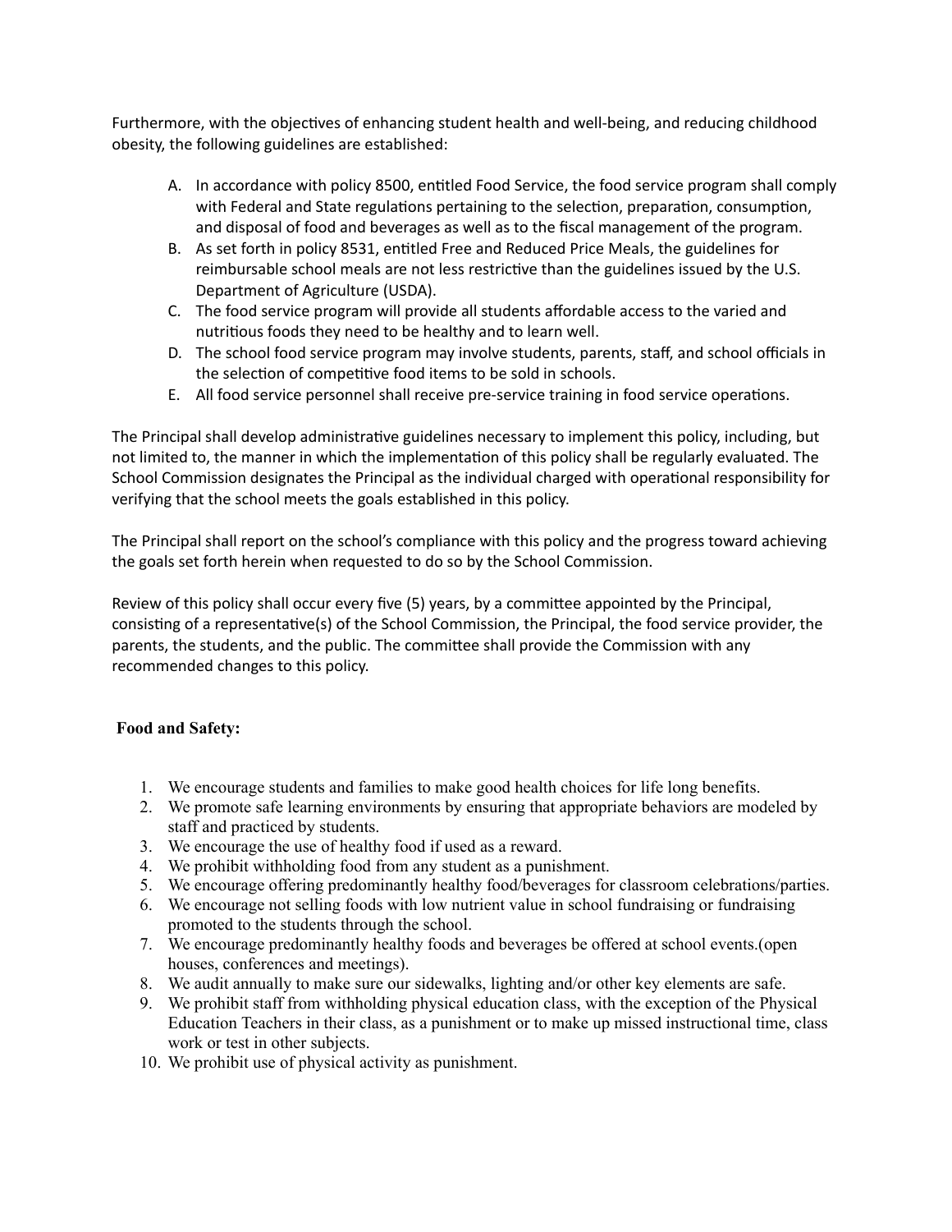Furthermore, with the objectives of enhancing student health and well-being, and reducing childhood obesity, the following guidelines are established:

A. In accordance with policy 8500, entitled Food Service, the food service program shall comply with Federal and State regulations pertaining to the selection, preparation, consumption, and disposal of food and beverages as well as to the fiscal management of the program.
B. As set forth in policy 8531, entitled Free and Reduced Price Meals, the guidelines for reimbursable school meals are not less restrictive than the guidelines issued by the U.S. Department of Agriculture (USDA).
C. The food service program will provide all students affordable access to the varied and nutritious foods they need to be healthy and to learn well.
D. The school food service program may involve students, parents, staff, and school officials in the selection of competitive food items to be sold in schools.
E. All food service personnel shall receive pre-service training in food service operations.

The Principal shall develop administrative guidelines necessary to implement this policy, including, but not limited to, the manner in which the implementation of this policy shall be regularly evaluated. The School Commission designates the Principal as the individual charged with operational responsibility for verifying that the school meets the goals established in this policy.

The Principal shall report on the school's compliance with this policy and the progress toward achieving the goals set forth herein when requested to do so by the School Commission.

Review of this policy shall occur every five (5) years, by a committee appointed by the Principal, consisting of a representative(s) of the School Commission, the Principal, the food service provider, the parents, the students, and the public. The committee shall provide the Commission with any recommended changes to this policy.

**Food and Safety:**

1. We encourage students and families to make good health choices for life long benefits.
2. We promote safe learning environments by ensuring that appropriate behaviors are modeled by staff and practiced by students.
3. We encourage the use of healthy food if used as a reward.
4. We prohibit withholding food from any student as a punishment.
5. We encourage offering predominantly healthy food/beverages for classroom celebrations/parties.
6. We encourage not selling foods with low nutrient value in school fundraising or fundraising promoted to the students through the school.
7. We encourage predominantly healthy foods and beverages be offered at school events.(open houses, conferences and meetings).
8. We audit annually to make sure our sidewalks, lighting and/or other key elements are safe.
9. We prohibit staff from withholding physical education class, with the exception of the Physical Education Teachers in their class, as a punishment or to make up missed instructional time, class work or test in other subjects.
10. We prohibit use of physical activity as punishment.